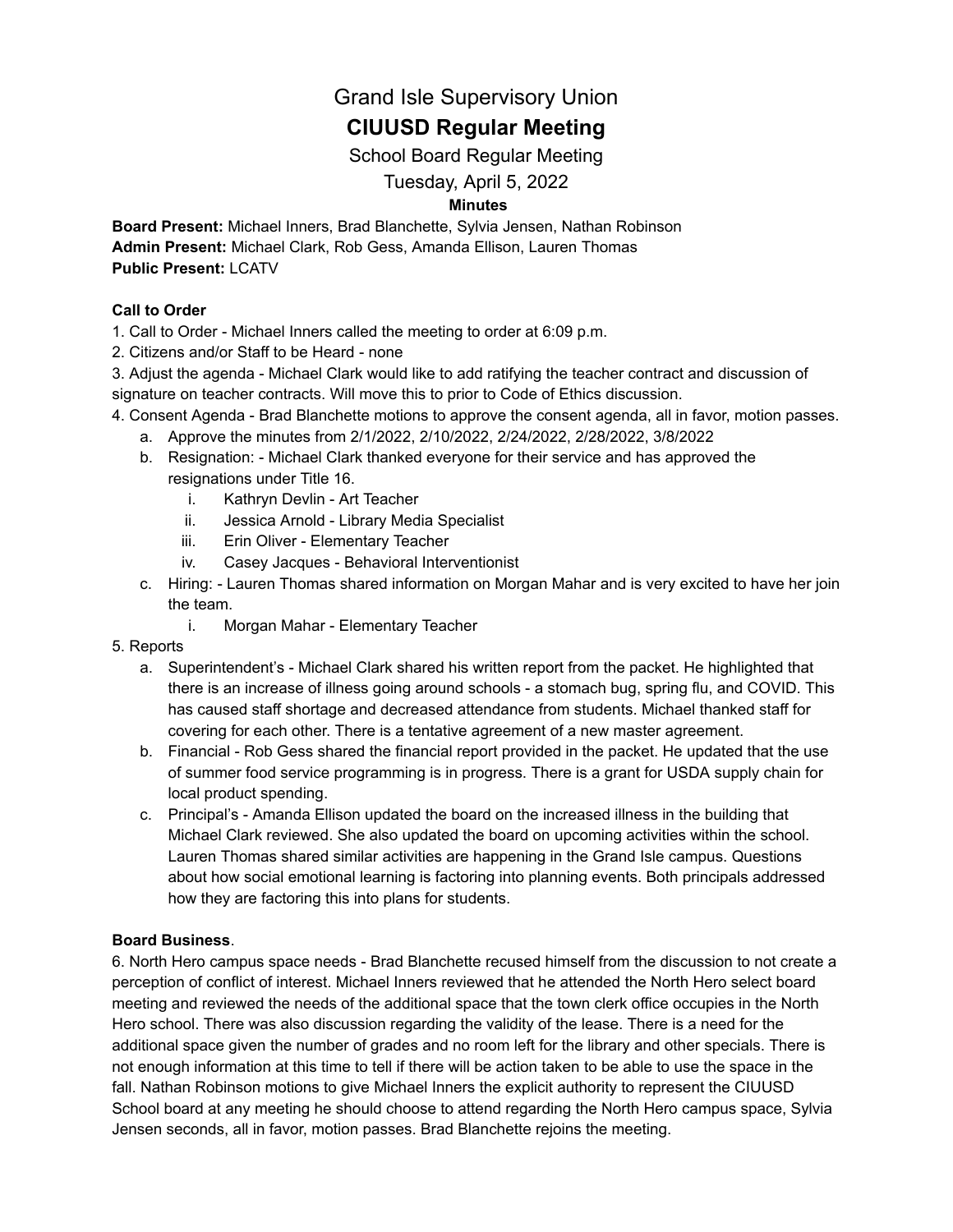# Grand Isle Supervisory Union

## CIUUSD Regular Meeting

School Board Regular Meeting

Tuesday, April 5, 2022

**Minutes**

**Board Present:** Michael Inners, Brad Blanchette, Sylvia Jensen, Nathan Robinson
**Admin Present:** Michael Clark, Rob Gess, Amanda Ellison, Lauren Thomas
**Public Present:** LCATV

**Call to Order**

1. Call to Order - Michael Inners called the meeting to order at 6:09 p.m.
2. Citizens and/or Staff to be Heard - none
3. Adjust the agenda - Michael Clark would like to add ratifying the teacher contract and discussion of signature on teacher contracts. Will move this to prior to Code of Ethics discussion.
4. Consent Agenda - Brad Blanchette motions to approve the consent agenda, all in favor, motion passes.
   a. Approve the minutes from 2/1/2022, 2/10/2022, 2/24/2022, 2/28/2022, 3/8/2022
   b. Resignation: - Michael Clark thanked everyone for their service and has approved the resignations under Title 16.
      i. Kathryn Devlin - Art Teacher
      ii. Jessica Arnold - Library Media Specialist
      iii. Erin Oliver - Elementary Teacher
      iv. Casey Jacques - Behavioral Interventionist
   c. Hiring: - Lauren Thomas shared information on Morgan Mahar and is very excited to have her join the team.
      i. Morgan Mahar - Elementary Teacher
5. Reports
   a. Superintendent's - Michael Clark shared his written report from the packet. He highlighted that there is an increase of illness going around schools - a stomach bug, spring flu, and COVID. This has caused staff shortage and decreased attendance from students. Michael thanked staff for covering for each other. There is a tentative agreement of a new master agreement.
   b. Financial - Rob Gess shared the financial report provided in the packet. He updated that the use of summer food service programming is in progress. There is a grant for USDA supply chain for local product spending.
   c. Principal's - Amanda Ellison updated the board on the increased illness in the building that Michael Clark reviewed. She also updated the board on upcoming activities within the school. Lauren Thomas shared similar activities are happening in the Grand Isle campus. Questions about how social emotional learning is factoring into planning events. Both principals addressed how they are factoring this into plans for students.

**Board Business**.

6. North Hero campus space needs - Brad Blanchette recused himself from the discussion to not create a perception of conflict of interest. Michael Inners reviewed that he attended the North Hero select board meeting and reviewed the needs of the additional space that the town clerk office occupies in the North Hero school. There was also discussion regarding the validity of the lease. There is a need for the additional space given the number of grades and no room left for the library and other specials. There is not enough information at this time to tell if there will be action taken to be able to use the space in the fall. Nathan Robinson motions to give Michael Inners the explicit authority to represent the CIUUSD School board at any meeting he should choose to attend regarding the North Hero campus space, Sylvia Jensen seconds, all in favor, motion passes. Brad Blanchette rejoins the meeting.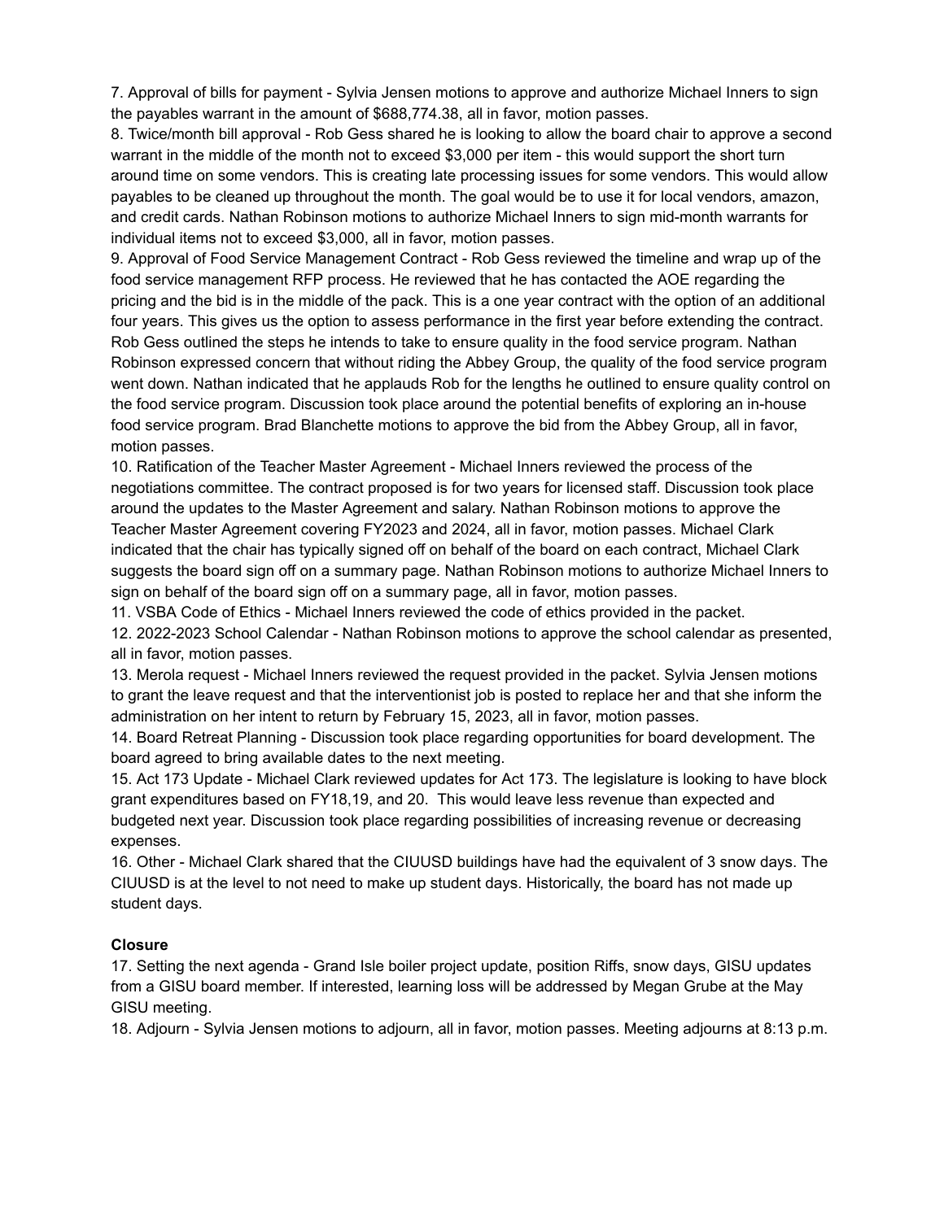7. Approval of bills for payment - Sylvia Jensen motions to approve and authorize Michael Inners to sign the payables warrant in the amount of $688,774.38, all in favor, motion passes.
8. Twice/month bill approval - Rob Gess shared he is looking to allow the board chair to approve a second warrant in the middle of the month not to exceed $3,000 per item - this would support the short turn around time on some vendors. This is creating late processing issues for some vendors. This would allow payables to be cleaned up throughout the month. The goal would be to use it for local vendors, amazon, and credit cards. Nathan Robinson motions to authorize Michael Inners to sign mid-month warrants for individual items not to exceed $3,000, all in favor, motion passes.
9. Approval of Food Service Management Contract - Rob Gess reviewed the timeline and wrap up of the food service management RFP process. He reviewed that he has contacted the AOE regarding the pricing and the bid is in the middle of the pack. This is a one year contract with the option of an additional four years. This gives us the option to assess performance in the first year before extending the contract. Rob Gess outlined the steps he intends to take to ensure quality in the food service program. Nathan Robinson expressed concern that without riding the Abbey Group, the quality of the food service program went down. Nathan indicated that he applauds Rob for the lengths he outlined to ensure quality control on the food service program. Discussion took place around the potential benefits of exploring an in-house food service program. Brad Blanchette motions to approve the bid from the Abbey Group, all in favor, motion passes.
10. Ratification of the Teacher Master Agreement - Michael Inners reviewed the process of the negotiations committee. The contract proposed is for two years for licensed staff. Discussion took place around the updates to the Master Agreement and salary. Nathan Robinson motions to approve the Teacher Master Agreement covering FY2023 and 2024, all in favor, motion passes. Michael Clark indicated that the chair has typically signed off on behalf of the board on each contract, Michael Clark suggests the board sign off on a summary page. Nathan Robinson motions to authorize Michael Inners to sign on behalf of the board sign off on a summary page, all in favor, motion passes.
11. VSBA Code of Ethics - Michael Inners reviewed the code of ethics provided in the packet.
12. 2022-2023 School Calendar - Nathan Robinson motions to approve the school calendar as presented, all in favor, motion passes.
13. Merola request - Michael Inners reviewed the request provided in the packet. Sylvia Jensen motions to grant the leave request and that the interventionist job is posted to replace her and that she inform the administration on her intent to return by February 15, 2023, all in favor, motion passes.
14. Board Retreat Planning - Discussion took place regarding opportunities for board development. The board agreed to bring available dates to the next meeting.
15. Act 173 Update - Michael Clark reviewed updates for Act 173. The legislature is looking to have block grant expenditures based on FY18,19, and 20. This would leave less revenue than expected and budgeted next year. Discussion took place regarding possibilities of increasing revenue or decreasing expenses.
16. Other - Michael Clark shared that the CIUUSD buildings have had the equivalent of 3 snow days. The CIUUSD is at the level to not need to make up student days. Historically, the board has not made up student days.

**Closure**

17. Setting the next agenda - Grand Isle boiler project update, position Riffs, snow days, GISU updates from a GISU board member. If interested, learning loss will be addressed by Megan Grube at the May GISU meeting.
18. Adjourn - Sylvia Jensen motions to adjourn, all in favor, motion passes. Meeting adjourns at 8:13 p.m.